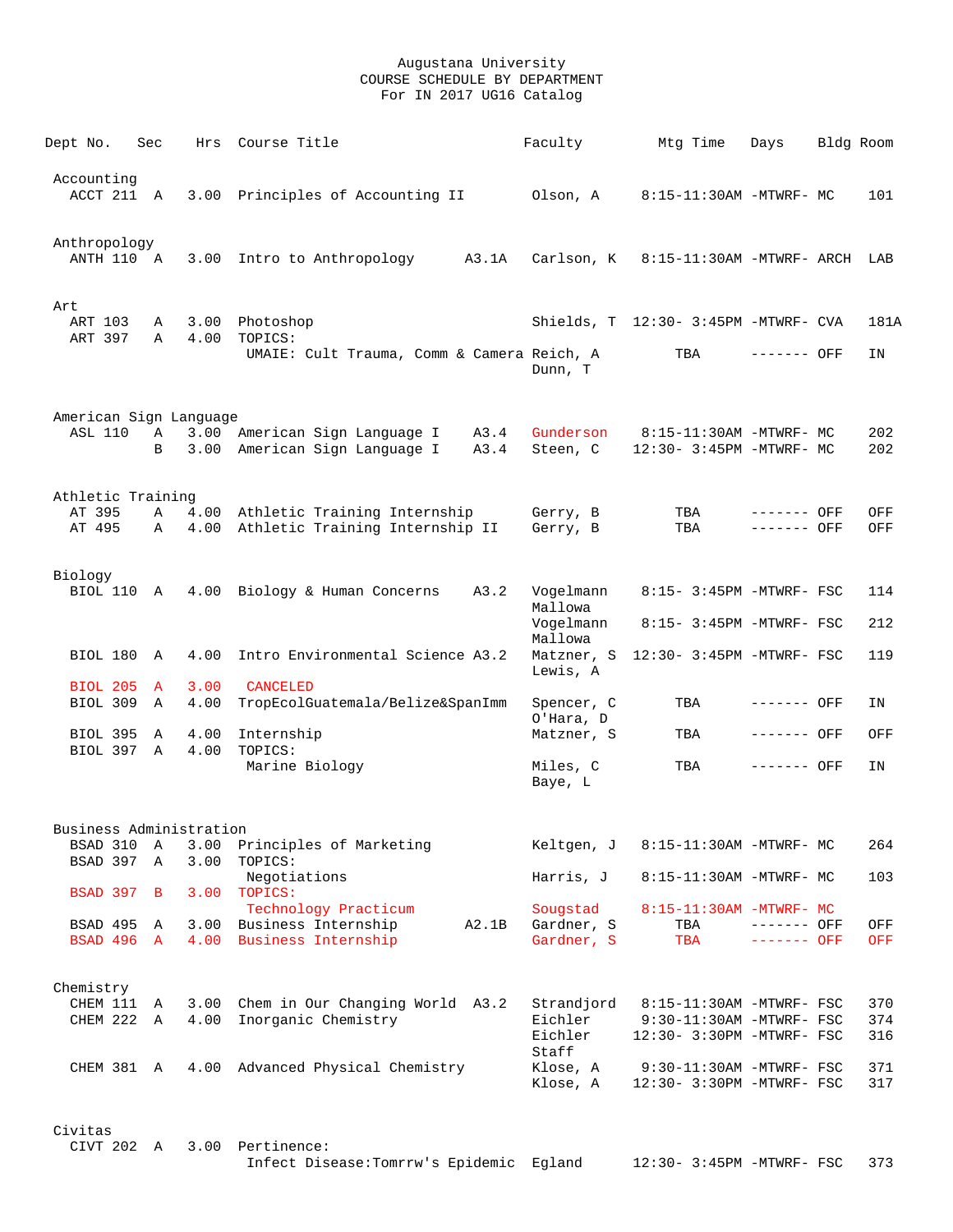Augustana University
COURSE SCHEDULE BY DEPARTMENT
For IN 2017 UG16 Catalog

| Dept No. | Sec | Hrs | Course Title | | Faculty | Mtg Time | Days | Bldg | Room |
|---|---|---|---|---|---|---|---|---|---|
| **Accounting** | | | | | | | | | |
| ACCT 211 | A | 3.00 | Principles of Accounting II | | Olson, A | 8:15-11:30AM | -MTWRF- | MC | 101 |
| **Anthropology** | | | | | | | | | |
| ANTH 110 | A | 3.00 | Intro to Anthropology | A3.1A | Carlson, K | 8:15-11:30AM | -MTWRF- | ARCH | LAB |
| **Art** | | | | | | | | | |
| ART 103 | A | 3.00 | Photoshop | | Shields, T | 12:30- 3:45PM | -MTWRF- | CVA | 181A |
| ART 397 | A | 4.00 | TOPICS: | | | | | | |
| | | | UMAIE: Cult Trauma, Comm & Camera | | Reich, A<br>Dunn, T | TBA | ------- | OFF | IN |
| **American Sign Language** | | | | | | | | | |
| ASL 110 | A | 3.00 | American Sign Language I | A3.4 | Gunderson | 8:15-11:30AM | -MTWRF- | MC | 202 |
| | B | 3.00 | American Sign Language I | A3.4 | Steen, C | 12:30- 3:45PM | -MTWRF- | MC | 202 |
| **Athletic Training** | | | | | | | | | |
| AT 395 | A | 4.00 | Athletic Training Internship | | Gerry, B | TBA | ------- | OFF | OFF |
| AT 495 | A | 4.00 | Athletic Training Internship II | | Gerry, B | TBA | ------- | OFF | OFF |
| **Biology** | | | | | | | | | |
| BIOL 110 | A | 4.00 | Biology & Human Concerns | A3.2 | Vogelmann<br>Mallowa | 8:15- 3:45PM | -MTWRF- | FSC | 114 |
| | | | | | Vogelmann<br>Mallowa | 8:15- 3:45PM | -MTWRF- | FSC | 212 |
| BIOL 180 | A | 4.00 | Intro Environmental Science | A3.2 | Matzner, S<br>Lewis, A | 12:30- 3:45PM | -MTWRF- | FSC | 119 |
| BIOL 205 | A | 3.00 | CANCELED | | | | | | |
| BIOL 309 | A | 4.00 | TropEcolGuatemala/Belize&SpanImm | | Spencer, C<br>O'Hara, D | TBA | ------- | OFF | IN |
| BIOL 395 | A | 4.00 | Internship | | Matzner, S | TBA | ------- | OFF | OFF |
| BIOL 397 | A | 4.00 | TOPICS: | | | | | | |
| | | | Marine Biology | | Miles, C<br>Baye, L | TBA | ------- | OFF | IN |
| **Business Administration** | | | | | | | | | |
| BSAD 310 | A | 3.00 | Principles of Marketing | | Keltgen, J | 8:15-11:30AM | -MTWRF- | MC | 264 |
| BSAD 397 | A | 3.00 | TOPICS: | | | | | | |
| | | | Negotiations | | Harris, J | 8:15-11:30AM | -MTWRF- | MC | 103 |
| BSAD 397 | B | 3.00 | TOPICS: | | | | | | |
| | | | Technology Practicum | | Sougstad | 8:15-11:30AM | -MTWRF- | MC | |
| BSAD 495 | A | 3.00 | Business Internship | A2.1B | Gardner, S | TBA | ------- | OFF | OFF |
| BSAD 496 | A | 4.00 | Business Internship | | Gardner, S | TBA | ------- | OFF | OFF |
| **Chemistry** | | | | | | | | | |
| CHEM 111 | A | 3.00 | Chem in Our Changing World | A3.2 | Strandjord | 8:15-11:30AM | -MTWRF- | FSC | 370 |
| CHEM 222 | A | 4.00 | Inorganic Chemistry | | Eichler | 9:30-11:30AM | -MTWRF- | FSC | 374 |
| | | | | | Eichler<br>Staff | 12:30- 3:30PM | -MTWRF- | FSC | 316 |
| CHEM 381 | A | 4.00 | Advanced Physical Chemistry | | Klose, A | 9:30-11:30AM | -MTWRF- | FSC | 371 |
| | | | | | Klose, A | 12:30- 3:30PM | -MTWRF- | FSC | 317 |
| **Civitas** | | | | | | | | | |
| CIVT 202 | A | 3.00 | Pertinence: | | | | | | |
| | | | Infect Disease:Tomrrw's Epidemic | | Egland | 12:30- 3:45PM | -MTWRF- | FSC | 373 |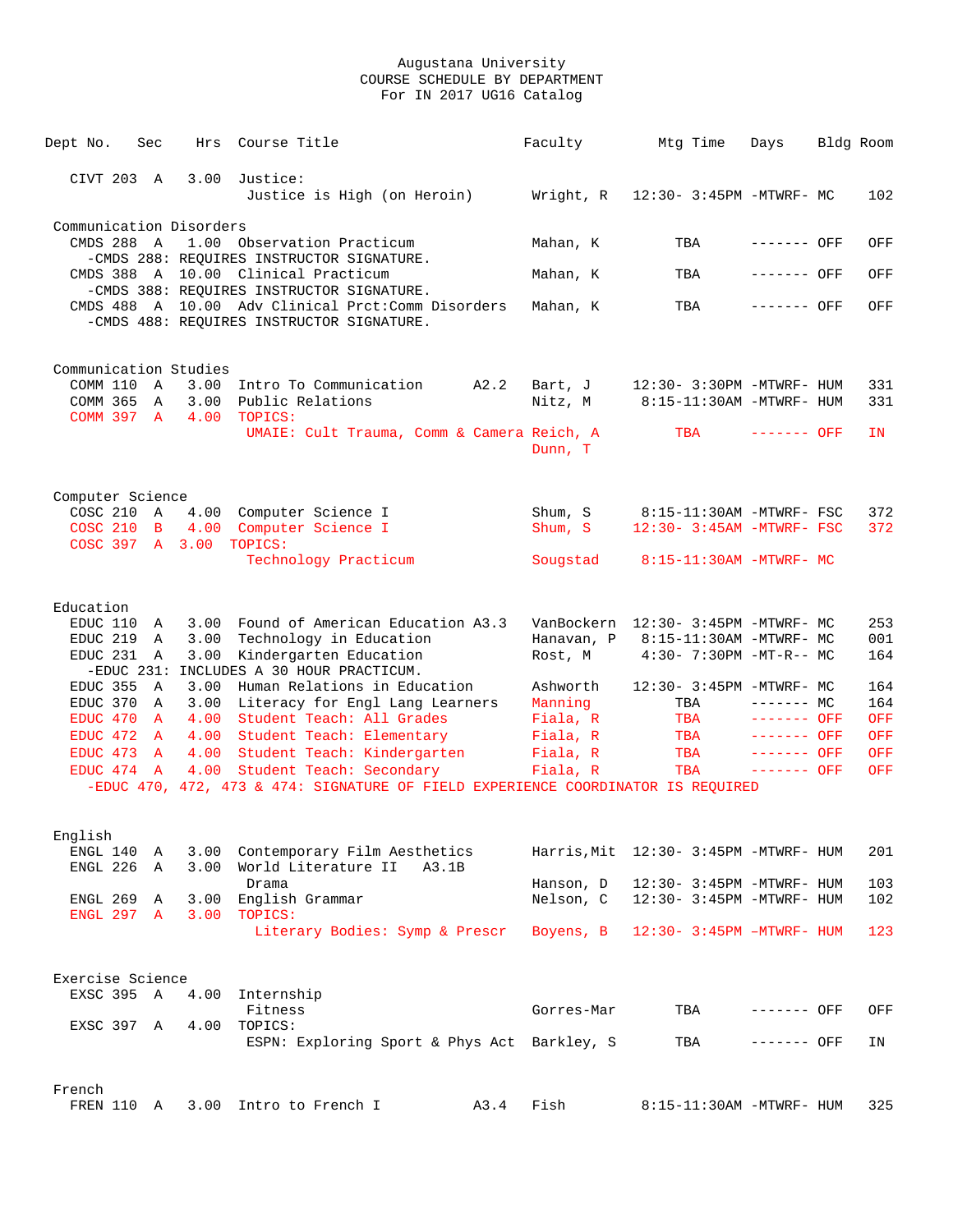Augustana University
COURSE SCHEDULE BY DEPARTMENT
For IN 2017 UG16 Catalog

| Dept No. | Sec | Hrs | Course Title | Faculty | Mtg Time | Days | Bldg | Room |
|---|---|---|---|---|---|---|---|---|
| CIVT 203 | A | 3.00 | Justice: Justice is High (on Heroin) | Wright, R | 12:30- 3:45PM | -MTWRF- | MC | 102 |
| **Communication Disorders** | | | | | | | | |
| CMDS 288 | A | 1.00 | Observation Practicum | Mahan, K | TBA | ------- | OFF | OFF |
| -CMDS 288: REQUIRES INSTRUCTOR SIGNATURE. | | | | | | | | |
| CMDS 388 | A | 10.00 | Clinical Practicum | Mahan, K | TBA | ------- | OFF | OFF |
| -CMDS 388: REQUIRES INSTRUCTOR SIGNATURE. | | | | | | | | |
| CMDS 488 | A | 10.00 | Adv Clinical Prct:Comm Disorders | Mahan, K | TBA | ------- | OFF | OFF |
| -CMDS 488: REQUIRES INSTRUCTOR SIGNATURE. | | | | | | | | |
| **Communication Studies** | | | | | | | | |
| COMM 110 | A | 3.00 | Intro To Communication A2.2 | Bart, J | 12:30- 3:30PM | -MTWRF- | HUM | 331 |
| COMM 365 | A | 3.00 | Public Relations | Nitz, M | 8:15-11:30AM | -MTWRF- | HUM | 331 |
| COMM 397 | A | 4.00 | TOPICS: UMAIE: Cult Trauma, Comm & Camera | Reich, A; Dunn, T | TBA | ------- | OFF | IN |
| **Computer Science** | | | | | | | | |
| COSC 210 | A | 4.00 | Computer Science I | Shum, S | 8:15-11:30AM | -MTWRF- | FSC | 372 |
| COSC 210 | B | 4.00 | Computer Science I | Shum, S | 12:30- 3:45AM | -MTWRF- | FSC | 372 |
| COSC 397 | A | 3.00 | TOPICS: Technology Practicum | Sougstad | 8:15-11:30AM | -MTWRF- | MC | |
| **Education** | | | | | | | | |
| EDUC 110 | A | 3.00 | Found of American Education A3.3 | VanBockern | 12:30- 3:45PM | -MTWRF- | MC | 253 |
| EDUC 219 | A | 3.00 | Technology in Education | Hanavan, P | 8:15-11:30AM | -MTWRF- | MC | 001 |
| EDUC 231 | A | 3.00 | Kindergarten Education | Rost, M | 4:30- 7:30PM | -MT-R-- | MC | 164 |
| -EDUC 231: INCLUDES A 30 HOUR PRACTICUM. | | | | | | | | |
| EDUC 355 | A | 3.00 | Human Relations in Education | Ashworth | 12:30- 3:45PM | -MTWRF- | MC | 164 |
| EDUC 370 | A | 3.00 | Literacy for Engl Lang Learners | Manning | TBA | ------- | MC | 164 |
| EDUC 470 | A | 4.00 | Student Teach: All Grades | Fiala, R | TBA | ------- | OFF | OFF |
| EDUC 472 | A | 4.00 | Student Teach: Elementary | Fiala, R | TBA | ------- | OFF | OFF |
| EDUC 473 | A | 4.00 | Student Teach: Kindergarten | Fiala, R | TBA | ------- | OFF | OFF |
| EDUC 474 | A | 4.00 | Student Teach: Secondary | Fiala, R | TBA | ------- | OFF | OFF |
| -EDUC 470, 472, 473 & 474: SIGNATURE OF FIELD EXPERIENCE COORDINATOR IS REQUIRED | | | | | | | | |
| **English** | | | | | | | | |
| ENGL 140 | A | 3.00 | Contemporary Film Aesthetics | Harris,Mit | 12:30- 3:45PM | -MTWRF- | HUM | 201 |
| ENGL 226 | A | 3.00 | World Literature II A3.1B Drama | Hanson, D | 12:30- 3:45PM | -MTWRF- | HUM | 103 |
| ENGL 269 | A | 3.00 | English Grammar | Nelson, C | 12:30- 3:45PM | -MTWRF- | HUM | 102 |
| ENGL 297 | A | 3.00 | TOPICS: Literary Bodies: Symp & Prescr | Boyens, B | 12:30- 3:45PM | –MTWRF- | HUM | 123 |
| **Exercise Science** | | | | | | | | |
| EXSC 395 | A | 4.00 | Internship Fitness | Gorres-Mar | TBA | ------- | OFF | OFF |
| EXSC 397 | A | 4.00 | TOPICS: ESPN: Exploring Sport & Phys Act | Barkley, S | TBA | ------- | OFF | IN |
| **French** | | | | | | | | |
| FREN 110 | A | 3.00 | Intro to French I A3.4 | Fish | 8:15-11:30AM | -MTWRF- | HUM | 325 |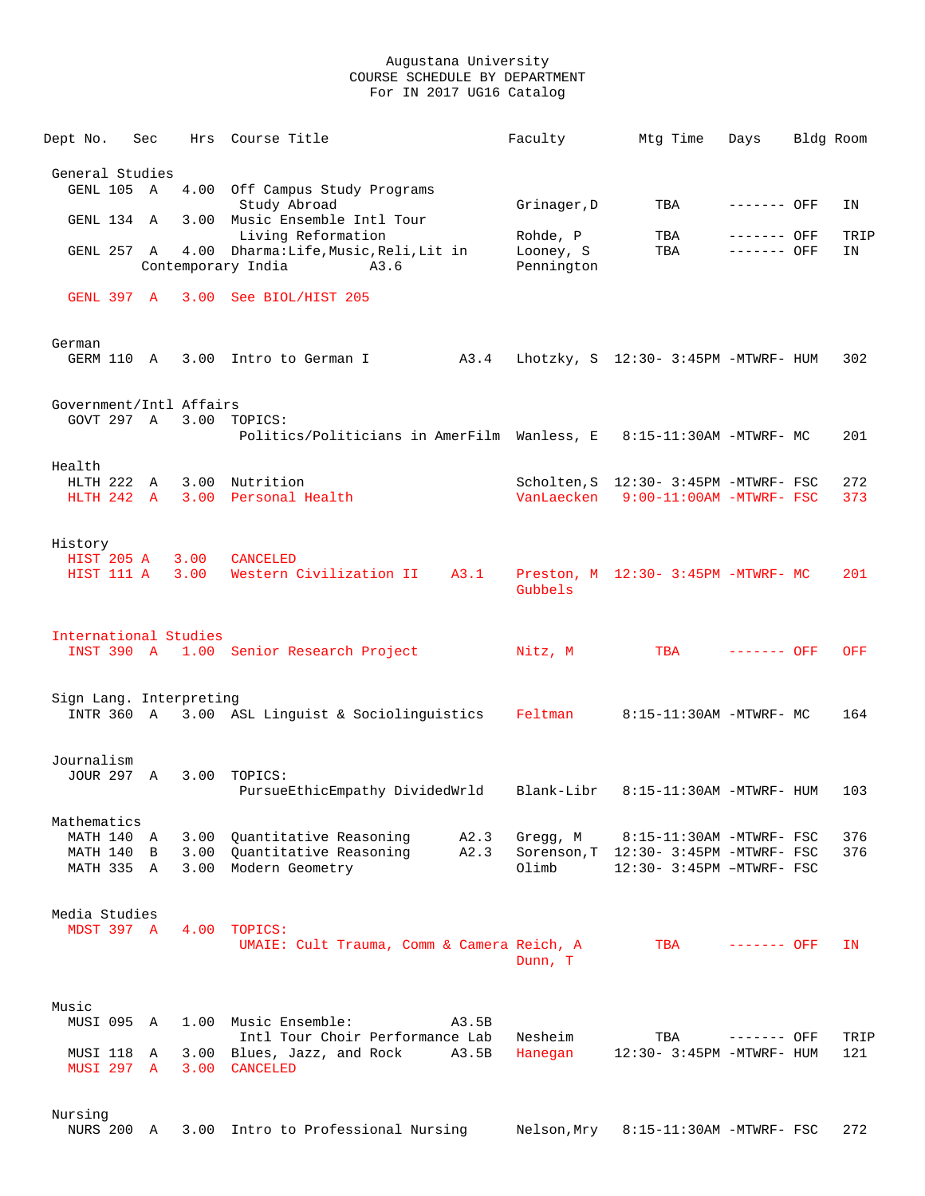# Augustana University
## COURSE SCHEDULE BY DEPARTMENT
### For IN 2017 UG16 Catalog

| Dept No. | Sec | Hrs | Course Title | | Faculty | Mtg Time | Days | Bldg | Room |
|---|---|---|---|---|---|---|---|---|---|
| **General Studies** | | | | | | | | | |
| GENL 105 | A | 4.00 | Off Campus Study Programs | | | | | | |
| | | | Study Abroad | | Grinager,D | TBA | ------- | OFF | IN |
| GENL 134 | A | 3.00 | Music Ensemble Intl Tour | | | | | | |
| | | | Living Reformation | | Rohde, P | TBA | ------- | OFF | TRIP |
| GENL 257 | A | 4.00 | Dharma:Life,Music,Reli,Lit in | | Looney, S | TBA | ------- | OFF | IN |
| | | | Contemporary India | A3.6 | Pennington | | | | |
| GENL 397 | A | 3.00 | See BIOL/HIST 205 | | | | | | |
| **German** | | | | | | | | | |
| GERM 110 | A | 3.00 | Intro to German I | A3.4 | Lhotzky, S | 12:30- 3:45PM | -MTWRF- | HUM | 302 |
| **Government/Intl Affairs** | | | | | | | | | |
| GOVT 297 | A | 3.00 | TOPICS: | | | | | | |
| | | | Politics/Politicians in AmerFilm | | Wanless, E | 8:15-11:30AM | -MTWRF- | MC | 201 |
| **Health** | | | | | | | | | |
| HLTH 222 | A | 3.00 | Nutrition | | Scholten,S | 12:30- 3:45PM | -MTWRF- | FSC | 272 |
| HLTH 242 | A | 3.00 | Personal Health | | VanLaecken | 9:00-11:00AM | -MTWRF- | FSC | 373 |
| **History** | | | | | | | | | |
| HIST 205 | A | 3.00 | CANCELED | | | | | | |
| HIST 111 | A | 3.00 | Western Civilization II | A3.1 | Preston, M | 12:30- 3:45PM | -MTWRF- | MC | 201 |
| | | | | | Gubbels | | | | |
| **International Studies** | | | | | | | | | |
| INST 390 | A | 1.00 | Senior Research Project | | Nitz, M | TBA | ------- | OFF | OFF |
| **Sign Lang. Interpreting** | | | | | | | | | |
| INTR 360 | A | 3.00 | ASL Linguist & Sociolinguistics | | Feltman | 8:15-11:30AM | -MTWRF- | MC | 164 |
| **Journalism** | | | | | | | | | |
| JOUR 297 | A | 3.00 | TOPICS: | | | | | | |
| | | | PursueEthicEmpathy DividedWrld | | Blank-Libr | 8:15-11:30AM | -MTWRF- | HUM | 103 |
| **Mathematics** | | | | | | | | | |
| MATH 140 | A | 3.00 | Quantitative Reasoning | A2.3 | Gregg, M | 8:15-11:30AM | -MTWRF- | FSC | 376 |
| MATH 140 | B | 3.00 | Quantitative Reasoning | A2.3 | Sorenson,T | 12:30- 3:45PM | -MTWRF- | FSC | 376 |
| MATH 335 | A | 3.00 | Modern Geometry | | Olimb | 12:30- 3:45PM | -MTWRF- | FSC | |
| **Media Studies** | | | | | | | | | |
| MDST 397 | A | 4.00 | TOPICS: | | | | | | |
| | | | UMAIE: Cult Trauma, Comm & Camera | | Reich, A | TBA | ------- | OFF | IN |
| | | | | | Dunn, T | | | | |
| **Music** | | | | | | | | | |
| MUSI 095 | A | 1.00 | Music Ensemble: | A3.5B | | | | | |
| | | | Intl Tour Choir Performance Lab | | Nesheim | TBA | ------- | OFF | TRIP |
| MUSI 118 | A | 3.00 | Blues, Jazz, and Rock | A3.5B | Hanegan | 12:30- 3:45PM | -MTWRF- | HUM | 121 |
| MUSI 297 | A | 3.00 | CANCELED | | | | | | |
| **Nursing** | | | | | | | | | |
| NURS 200 | A | 3.00 | Intro to Professional Nursing | | Nelson,Mry | 8:15-11:30AM | -MTWRF- | FSC | 272 |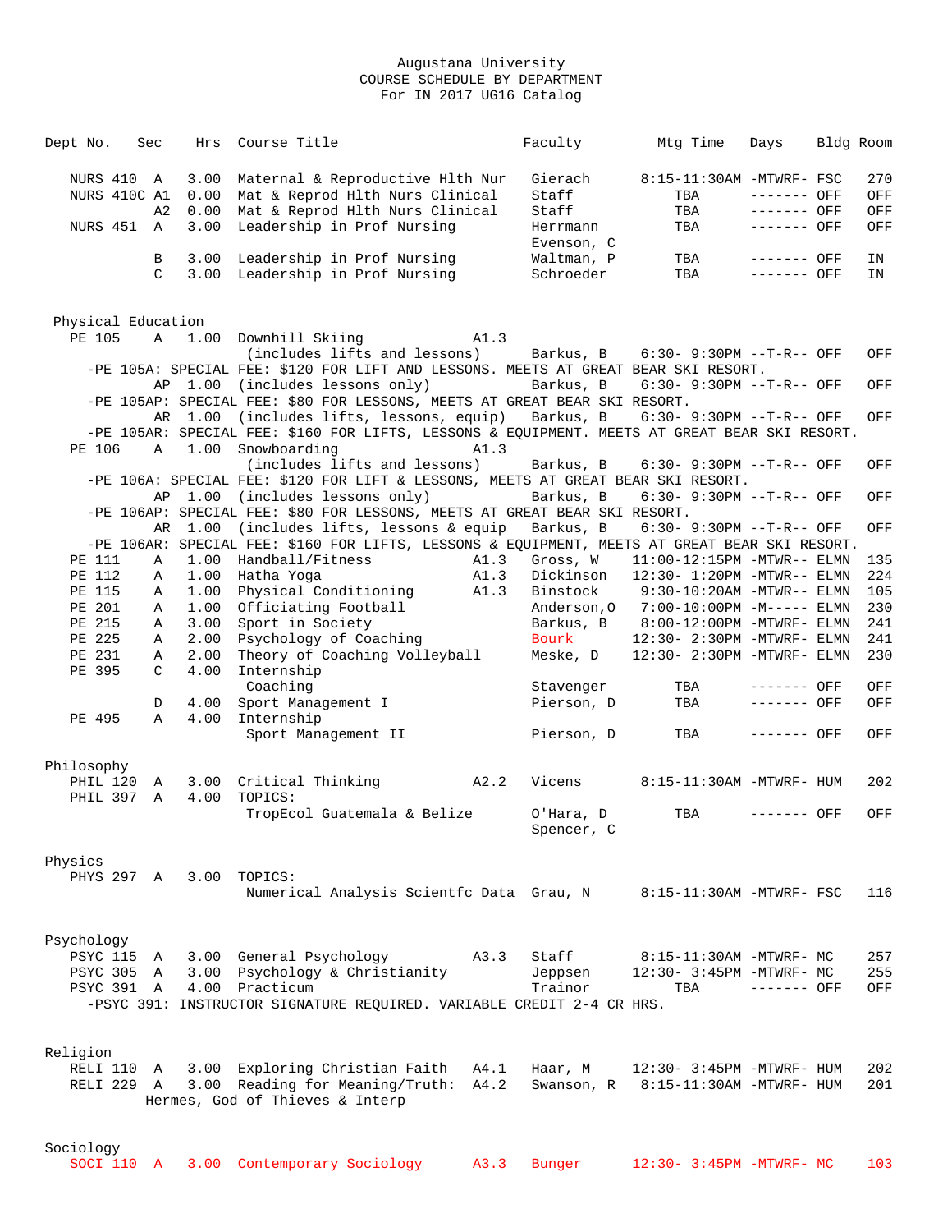Augustana University
COURSE SCHEDULE BY DEPARTMENT
For IN 2017 UG16 Catalog

| Dept No. | Sec | Hrs | Course Title | | Faculty | Mtg Time | Days | Bldg | Room |
|---|---|---|---|---|---|---|---|---|---|
| NURS 410 | A | 3.00 | Maternal & Reproductive Hlth Nur | | Gierach | 8:15-11:30AM | -MTWRF- | FSC | 270 |
| NURS 410C | A1 | 0.00 | Mat & Reprod Hlth Nurs Clinical | | Staff | TBA | ------- | OFF | OFF |
| | A2 | 0.00 | Mat & Reprod Hlth Nurs Clinical | | Staff | TBA | ------- | OFF | OFF |
| NURS 451 | A | 3.00 | Leadership in Prof Nursing | | Herrmann<br>Evenson, C | TBA | ------- | OFF | OFF |
| | B | 3.00 | Leadership in Prof Nursing | | Waltman, P | TBA | ------- | OFF | IN |
| | C | 3.00 | Leadership in Prof Nursing | | Schroeder | TBA | ------- | OFF | IN |
| **Physical Education** | | | | | | | | | |
| PE 105 | A | 1.00 | Downhill Skiing<br>(includes lifts and lessons) | A1.3 | Barkus, B | 6:30- 9:30PM | --T-R-- | OFF | OFF |
| -PE 105A: SPECIAL FEE: $120 FOR LIFT AND LESSONS. MEETS AT GREAT BEAR SKI RESORT. | | | | | | | | | |
| | AP | 1.00 | (includes lessons only) | | Barkus, B | 6:30- 9:30PM | --T-R-- | OFF | OFF |
| -PE 105AP: SPECIAL FEE: $80 FOR LESSONS, MEETS AT GREAT BEAR SKI RESORT. | | | | | | | | | |
| | AR | 1.00 | (includes lifts, lessons, equip) | | Barkus, B | 6:30- 9:30PM | --T-R-- | OFF | OFF |
| -PE 105AR: SPECIAL FEE: $160 FOR LIFTS, LESSONS & EQUIPMENT. MEETS AT GREAT BEAR SKI RESORT. | | | | | | | | | |
| PE 106 | A | 1.00 | Snowboarding<br>(includes lifts and lessons) | A1.3 | Barkus, B | 6:30- 9:30PM | --T-R-- | OFF | OFF |
| -PE 106A: SPECIAL FEE: $120 FOR LIFT & LESSONS, MEETS AT GREAT BEAR SKI RESORT. | | | | | | | | | |
| | AP | 1.00 | (includes lessons only) | | Barkus, B | 6:30- 9:30PM | --T-R-- | OFF | OFF |
| -PE 106AP: SPECIAL FEE: $80 FOR LESSONS, MEETS AT GREAT BEAR SKI RESORT. | | | | | | | | | |
| | AR | 1.00 | (includes lifts, lessons & equip | | Barkus, B | 6:30- 9:30PM | --T-R-- | OFF | OFF |
| -PE 106AR: SPECIAL FEE: $160 FOR LIFTS, LESSONS & EQUIPMENT, MEETS AT GREAT BEAR SKI RESORT. | | | | | | | | | |
| PE 111 | A | 1.00 | Handball/Fitness | A1.3 | Gross, W | 11:00-12:15PM | -MTWR-- | ELMN | 135 |
| PE 112 | A | 1.00 | Hatha Yoga | A1.3 | Dickinson | 12:30- 1:20PM | -MTWR-- | ELMN | 224 |
| PE 115 | A | 1.00 | Physical Conditioning | A1.3 | Binstock | 9:30-10:20AM | -MTWR-- | ELMN | 105 |
| PE 201 | A | 1.00 | Officiating Football | | Anderson,O | 7:00-10:00PM | -M----- | ELMN | 230 |
| PE 215 | A | 3.00 | Sport in Society | | Barkus, B | 8:00-12:00PM | -MTWRF- | ELMN | 241 |
| PE 225 | A | 2.00 | Psychology of Coaching | | Bourk | 12:30- 2:30PM | -MTWRF- | ELMN | 241 |
| PE 231 | A | 2.00 | Theory of Coaching Volleyball | | Meske, D | 12:30- 2:30PM | -MTWRF- | ELMN | 230 |
| PE 395 | C | 4.00 | Internship<br>Coaching | | Stavenger | TBA | ------- | OFF | OFF |
| | D | 4.00 | Sport Management I | | Pierson, D | TBA | ------- | OFF | OFF |
| PE 495 | A | 4.00 | Internship<br>Sport Management II | | Pierson, D | TBA | ------- | OFF | OFF |
| **Philosophy** | | | | | | | | | |
| PHIL 120 | A | 3.00 | Critical Thinking | A2.2 | Vicens | 8:15-11:30AM | -MTWRF- | HUM | 202 |
| PHIL 397 | A | 4.00 | TOPICS:<br>TropEcol Guatemala & Belize | | O'Hara, D<br>Spencer, C | TBA | ------- | OFF | OFF |
| **Physics** | | | | | | | | | |
| PHYS 297 | A | 3.00 | TOPICS:<br>Numerical Analysis Scientfc Data | | Grau, N | 8:15-11:30AM | -MTWRF- | FSC | 116 |
| **Psychology** | | | | | | | | | |
| PSYC 115 | A | 3.00 | General Psychology | A3.3 | Staff | 8:15-11:30AM | -MTWRF- | MC | 257 |
| PSYC 305 | A | 3.00 | Psychology & Christianity | | Jeppsen | 12:30- 3:45PM | -MTWRF- | MC | 255 |
| PSYC 391 | A | 4.00 | Practicum | | Trainor | TBA | ------- | OFF | OFF |
| -PSYC 391: INSTRUCTOR SIGNATURE REQUIRED. VARIABLE CREDIT 2-4 CR HRS. | | | | | | | | | |
| **Religion** | | | | | | | | | |
| RELI 110 | A | 3.00 | Exploring Christian Faith | A4.1 | Haar, M | 12:30- 3:45PM | -MTWRF- | HUM | 202 |
| RELI 229 | A | 3.00 | Reading for Meaning/Truth:<br>Hermes, God of Thieves & Interp | A4.2 | Swanson, R | 8:15-11:30AM | -MTWRF- | HUM | 201 |
| **Sociology** | | | | | | | | | |
| SOCI 110 | A | 3.00 | Contemporary Sociology | A3.3 | Bunger | 12:30- 3:45PM | -MTWRF- | MC | 103 |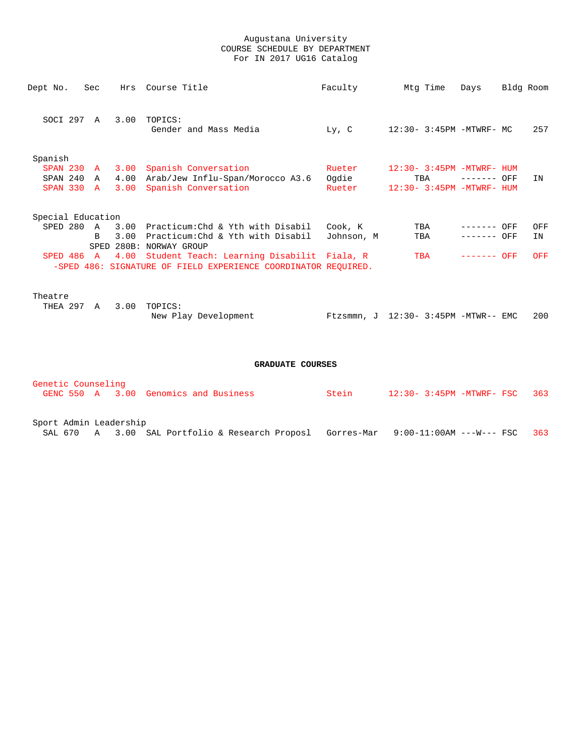Augustana University
COURSE SCHEDULE BY DEPARTMENT
For IN 2017 UG16 Catalog

| Dept No. | Sec | Hrs | Course Title | Faculty | Mtg Time | Days | Bldg | Room |
|---|---|---|---|---|---|---|---|---|
| SOCI 297 | A | 3.00 | TOPICS: Gender and Mass Media | Ly, C | 12:30- 3:45PM | -MTWRF- | MC | 257 |
| **Spanish** | | | | | | | | |
| SPAN 230 | A | 3.00 | Spanish Conversation | Rueter | 12:30- 3:45PM | -MTWRF- | HUM | |
| SPAN 240 | A | 4.00 | Arab/Jew Influ-Span/Morocco A3.6 | Ogdie | TBA | ------- | OFF | IN |
| SPAN 330 | A | 3.00 | Spanish Conversation | Rueter | 12:30- 3:45PM | -MTWRF- | HUM | |
| **Special Education** | | | | | | | | |
| SPED 280 | A | 3.00 | Practicum:Chd & Yth with Disabil | Cook, K | TBA | ------- | OFF | OFF |
| | B | 3.00 | Practicum:Chd & Yth with Disabil | Johnson, M | TBA | ------- | OFF | IN |
| | SPED 280B: NORWAY GROUP | | | | | | | |
| SPED 486 | A | 4.00 | Student Teach: Learning Disabilit | Fiala, R | TBA | ------- | OFF | OFF |
| -SPED 486: SIGNATURE OF FIELD EXPERIENCE COORDINATOR REQUIRED. | | | | | | | | |
| **Theatre** | | | | | | | | |
| THEA 297 | A | 3.00 | TOPICS: New Play Development | Ftzsmmn, J | 12:30- 3:45PM | -MTWR-- | EMC | 200 |

**GRADUATE COURSES**

| Dept No. | Sec | Hrs | Course Title | Faculty | Mtg Time | Days | Bldg | Room |
|---|---|---|---|---|---|---|---|---|
| **Genetic Counseling** | | | | | | | | |
| GENC 550 | A | 3.00 | Genomics and Business | Stein | 12:30- 3:45PM | -MTWRF- | FSC | 363 |
| **Sport Admin Leadership** | | | | | | | | |
| SAL 670 | A | 3.00 | SAL Portfolio & Research Proposl | Gorres-Mar | 9:00-11:00AM | ---W--- | FSC | 363 |